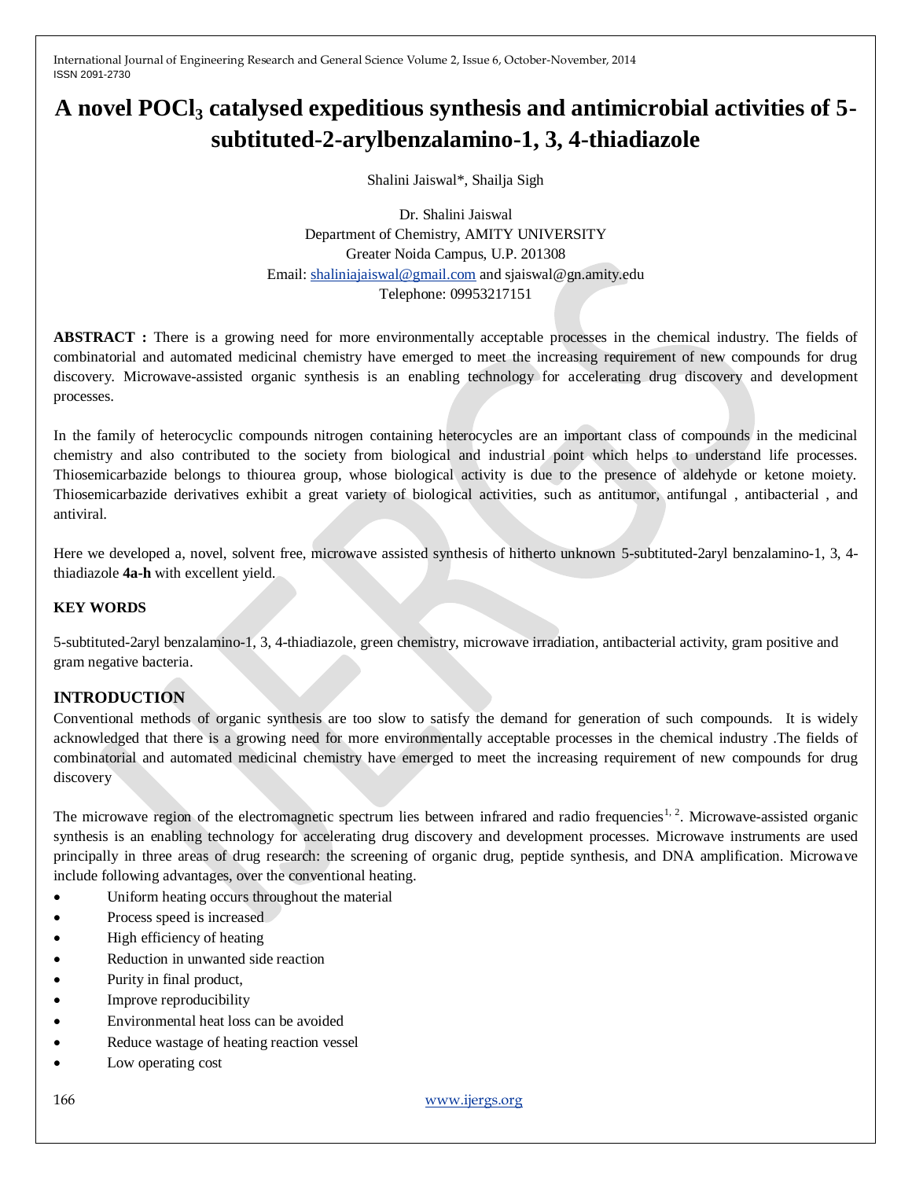# A novel $POCl_3$ catalysed expeditious synthesis and antimicrobial activities of 5-subtituted-2-arylbenzalamino-1, 3, 4-thiadiazole

Shalini Jaiswal*, Shailja Sigh

Dr. Shalini Jaiswal
Department of Chemistry, AMITY UNIVERSITY
Greater Noida Campus, U.P. 201308
Email: shaliniajaiswal@gmail.com and sjaiswal@gn.amity.edu
Telephone: 09953217151

**ABSTRACT :** There is a growing need for more environmentally acceptable processes in the chemical industry. The fields of combinatorial and automated medicinal chemistry have emerged to meet the increasing requirement of new compounds for drug discovery. Microwave-assisted organic synthesis is an enabling technology for accelerating drug discovery and development processes.

In the family of heterocyclic compounds nitrogen containing heterocycles are an important class of compounds in the medicinal chemistry and also contributed to the society from biological and industrial point which helps to understand life processes. Thiosemicarbazide belongs to thiourea group, whose biological activity is due to the presence of aldehyde or ketone moiety. Thiosemicarbazide derivatives exhibit a great variety of biological activities, such as antitumor, antifungal , antibacterial , and antiviral.

Here we developed a, novel, solvent free, microwave assisted synthesis of hitherto unknown 5-subtituted-2aryl benzalamino-1, 3, 4-thiadiazole **4a-h** with excellent yield.

### KEY WORDS

5-subtituted-2aryl benzalamino-1, 3, 4-thiadiazole, green chemistry, microwave irradiation, antibacterial activity, gram positive and gram negative bacteria.

## INTRODUCTION

Conventional methods of organic synthesis are too slow to satisfy the demand for generation of such compounds. It is widely acknowledged that there is a growing need for more environmentally acceptable processes in the chemical industry .The fields of combinatorial and automated medicinal chemistry have emerged to meet the increasing requirement of new compounds for drug discovery

The microwave region of the electromagnetic spectrum lies between infrared and radio frequencies[1, 2]. Microwave-assisted organic synthesis is an enabling technology for accelerating drug discovery and development processes. Microwave instruments are used principally in three areas of drug research: the screening of organic drug, peptide synthesis, and DNA amplification. Microwave include following advantages, over the conventional heating.

- Uniform heating occurs throughout the material
- Process speed is increased
- High efficiency of heating
- Reduction in unwanted side reaction
- Purity in final product,
- Improve reproducibility
- Environmental heat loss can be avoided
- Reduce wastage of heating reaction vessel
- Low operating cost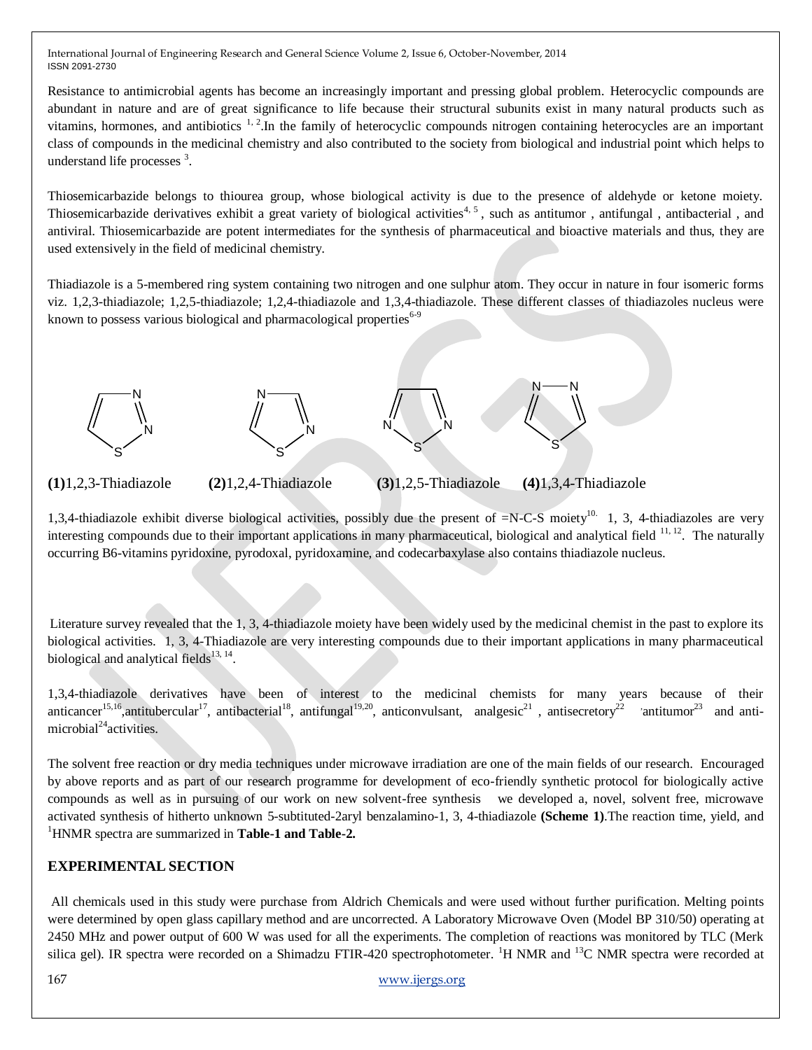Resistance to antimicrobial agents has become an increasingly important and pressing global problem. Heterocyclic compounds are abundant in nature and are of great significance to life because their structural subunits exist in many natural products such as vitamins, hormones, and antibiotics [1, 2].In the family of heterocyclic compounds nitrogen containing heterocycles are an important class of compounds in the medicinal chemistry and also contributed to the society from biological and industrial point which helps to understand life processes [3].

Thiosemicarbazide belongs to thiourea group, whose biological activity is due to the presence of aldehyde or ketone moiety. Thiosemicarbazide derivatives exhibit a great variety of biological activities[4, 5], such as antitumor , antifungal , antibacterial , and antiviral. Thiosemicarbazide are potent intermediates for the synthesis of pharmaceutical and bioactive materials and thus, they are used extensively in the field of medicinal chemistry.

Thiadiazole is a 5-membered ring system containing two nitrogen and one sulphur atom. They occur in nature in four isomeric forms viz. 1,2,3-thiadiazole; 1,2,5-thiadiazole; 1,2,4-thiadiazole and 1,3,4-thiadiazole. These different classes of thiadiazoles nucleus were known to possess various biological and pharmacological properties[6-9]

**(1)**1,2,3-Thiadiazole **(2)**1,2,4-Thiadiazole **(3)**1,2,5-Thiadiazole **(4)**1,3,4-Thiadiazole

1,3,4-thiadiazole exhibit diverse biological activities, possibly due the present of =N-C-S moiety[10]. 1, 3, 4-thiadiazoles are very interesting compounds due to their important applications in many pharmaceutical, biological and analytical field [11, 12]. The naturally occurring B6-vitamins pyridoxine, pyrodoxal, pyridoxamine, and codecarbaxylase also contains thiadiazole nucleus.

Literature survey revealed that the 1, 3, 4-thiadiazole moiety have been widely used by the medicinal chemist in the past to explore its biological activities. 1, 3, 4-Thiadiazole are very interesting compounds due to their important applications in many pharmaceutical biological and analytical fields[13, 14].

1,3,4-thiadiazole derivatives have been of interest to the medicinal chemists for many years because of their anticancer[15,16],antitubercular[17], antibacterial[18], antifungal[19,20], anticonvulsant, analgesic[21] , antisecretory[22] ,antitumor[23] and anti-microbial[24]activities.

The solvent free reaction or dry media techniques under microwave irradiation are one of the main fields of our research. Encouraged by above reports and as part of our research programme for development of eco-friendly synthetic protocol for biologically active compounds as well as in pursuing of our work on new solvent-free synthesis we developed a, novel, solvent free, microwave activated synthesis of hitherto unknown 5-subtituted-2aryl benzalamino-1, 3, 4-thiadiazole **(Scheme 1)**.The reaction time, yield, and $^{1}$HNMR spectra are summarized in **Table-1 and Table-2.**

## EXPERIMENTAL SECTION

All chemicals used in this study were purchase from Aldrich Chemicals and were used without further purification. Melting points were determined by open glass capillary method and are uncorrected. A Laboratory Microwave Oven (Model BP 310/50) operating at 2450 MHz and power output of 600 W was used for all the experiments. The completion of reactions was monitored by TLC (Merk silica gel). IR spectra were recorded on a Shimadzu FTIR-420 spectrophotometer. $^{1}$H NMR and $^{13}$C NMR spectra were recorded at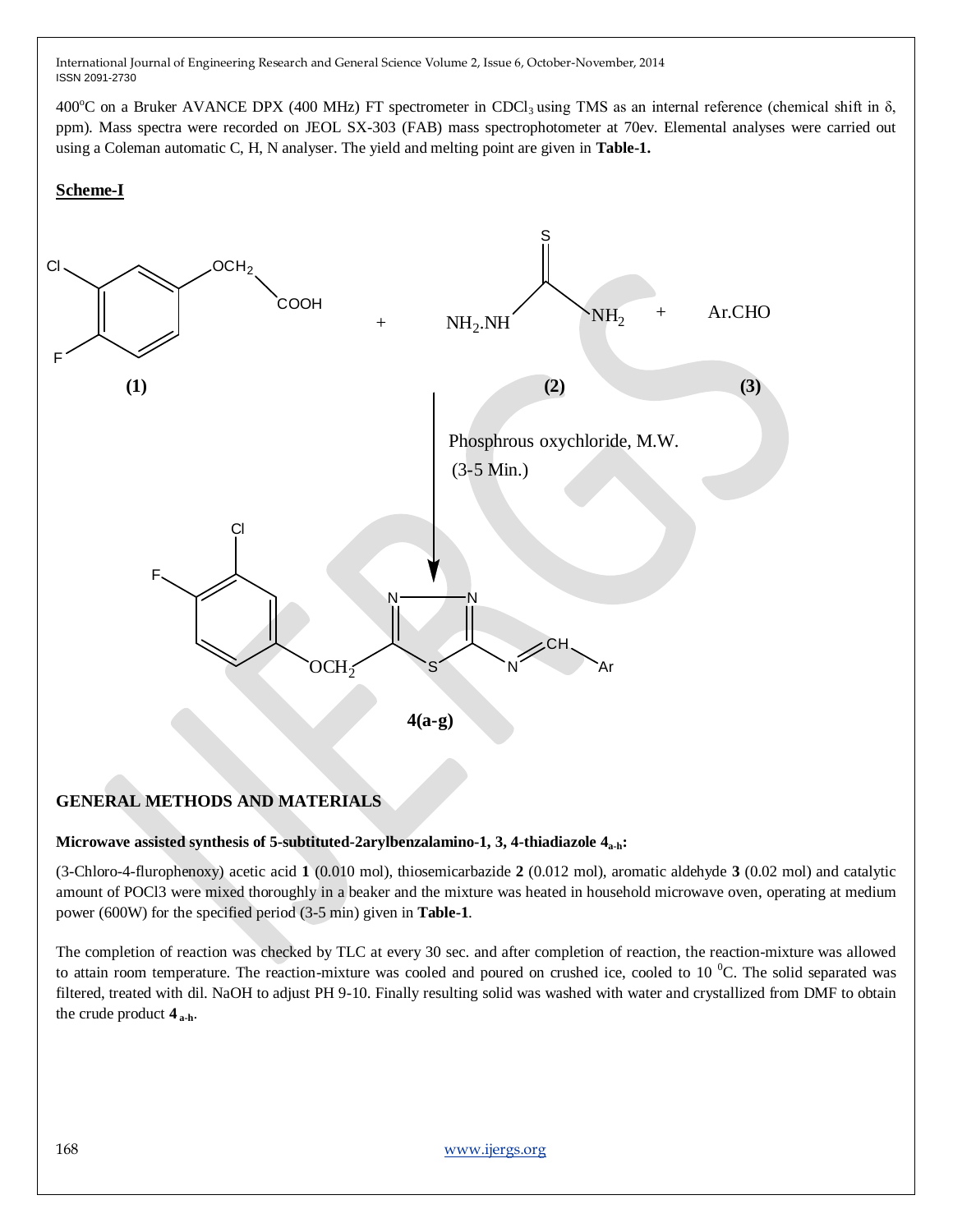400°C on a Bruker AVANCE DPX (400 MHz) FT spectrometer in $CDCl_3$ using TMS as an internal reference (chemical shift in δ, ppm). Mass spectra were recorded on JEOL SX-303 (FAB) mass spectrophotometer at 70ev. Elemental analyses were carried out using a Coleman automatic C, H, N analyser. The yield and melting point are given in **Table-1.**

**Scheme-I**

(1) + $NH_2.NH$–C(=S)–$NH_2$ (2) + Ar.CHO (3)

Phosphrous oxychloride, M.W. (3-5 Min.)

**4(a-g)**

## GENERAL METHODS AND MATERIALS

### Microwave assisted synthesis of 5-subtituted-2arylbenzalamino-1, 3, 4-thiadiazole $4_{a-h}$:

(3-Chloro-4-flurophenoxy) acetic acid **1** (0.010 mol), thiosemicarbazide **2** (0.012 mol), aromatic aldehyde **3** (0.02 mol) and catalytic amount of POCl3 were mixed thoroughly in a beaker and the mixture was heated in household microwave oven, operating at medium power (600W) for the specified period (3-5 min) given in **Table-1**.

The completion of reaction was checked by TLC at every 30 sec. and after completion of reaction, the reaction-mixture was allowed to attain room temperature. The reaction-mixture was cooled and poured on crushed ice, cooled to 10 $^0$C. The solid separated was filtered, treated with dil. NaOH to adjust PH 9-10. Finally resulting solid was washed with water and crystallized from DMF to obtain the crude product $\mathbf{4}_{a-h}$.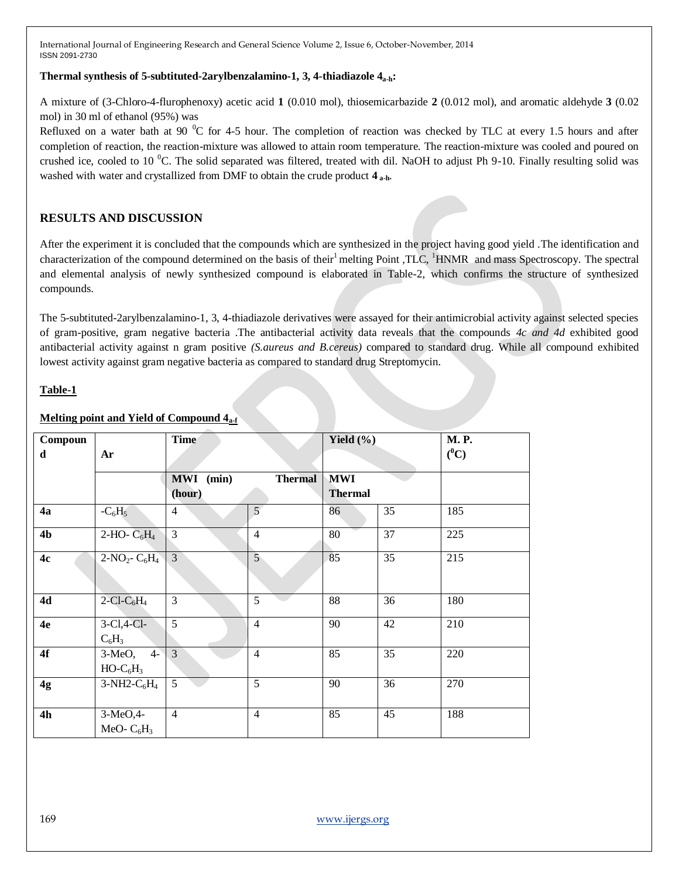### Thermal synthesis of 5-subtituted-2arylbenzalamino-1, 3, 4-thiadiazole $4_{a-h}$:

A mixture of (3-Chloro-4-flurophenoxy) acetic acid **1** (0.010 mol), thiosemicarbazide **2** (0.012 mol), and aromatic aldehyde **3** (0.02 mol) in 30 ml of ethanol (95%) was

Refluxed on a water bath at 90 $^{0}$C for 4-5 hour. The completion of reaction was checked by TLC at every 1.5 hours and after completion of reaction, the reaction-mixture was allowed to attain room temperature. The reaction-mixture was cooled and poured on crushed ice, cooled to 10 $^{0}$C. The solid separated was filtered, treated with dil. NaOH to adjust Ph 9-10. Finally resulting solid was washed with water and crystallized from DMF to obtain the crude product $\mathbf{4}_{a-h}$.

## RESULTS AND DISCUSSION

After the experiment it is concluded that the compounds which are synthesized in the project having good yield .The identification and characterization of the compound determined on the basis of their[1] melting Point ,TLC, $^{1}$HNMR and mass Spectroscopy. The spectral and elemental analysis of newly synthesized compound is elaborated in Table-2, which confirms the structure of synthesized compounds.

The 5-subtituted-2arylbenzalamino-1, 3, 4-thiadiazole derivatives were assayed for their antimicrobial activity against selected species of gram-positive, gram negative bacteria .The antibacterial activity data reveals that the compounds *4c and 4d* exhibited good antibacterial activity against n gram positive *(S.aureus and B.cereus)* compared to standard drug. While all compound exhibited lowest activity against gram negative bacteria as compared to standard drug Streptomycin.

**Table-1**

**Melting point and Yield of Compound $4_{a-f}$**

| Compound | Ar | Time | | Yield (%) | | M. P. ($^{0}$C) |
|---|---|---|---|---|---|---|
| | | MWI (min) | Thermal (hour) | MWI | Thermal | |
| **4a** | $-C_6H_5$ | 4 | 5 | 86 | 35 | 185 |
| **4b** | 2-HO- $C_6H_4$ | 3 | 4 | 80 | 37 | 225 |
| **4c** | 2-$NO_2$- $C_6H_4$ | 3 | 5 | 85 | 35 | 215 |
| **4d** | 2-Cl-$C_6H_4$ | 3 | 5 | 88 | 36 | 180 |
| **4e** | 3-Cl,4-Cl-$C_6H_3$ | 5 | 4 | 90 | 42 | 210 |
| **4f** | 3-MeO, 4-HO-$C_6H_3$ | 3 | 4 | 85 | 35 | 220 |
| **4g** | 3-NH2-$C_6H_4$ | 5 | 5 | 90 | 36 | 270 |
| **4h** | 3-MeO,4-MeO- $C_6H_3$ | 4 | 4 | 85 | 45 | 188 |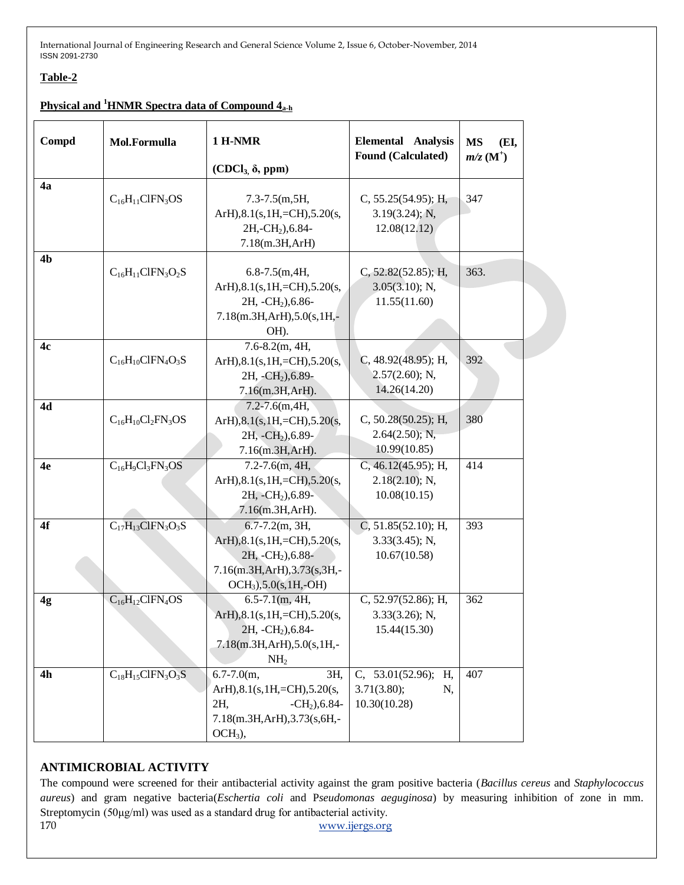**Table-2**

**Physical and [1]HNMR Spectra data of Compound $4_{a-h}$**

| Compd | Mol.Formulla | 1 H-NMR (CDCl$_3$, δ, ppm) | Elemental Analysis Found (Calculated) | MS (EI, $m/z$ ($M^+$) |
|---|---|---|---|---|
| **4a** | $C_{16}H_{11}ClFN_3OS$ | 7.3-7.5(m,5H, ArH),8.1(s,1H,=CH),5.20(s, 2H,-CH$_2$),6.84-7.18(m.3H,ArH) | C, 55.25(54.95); H, 3.19(3.24); N, 12.08(12.12) | 347 |
| **4b** | $C_{16}H_{11}ClFN_3O_2S$ | 6.8-7.5(m,4H, ArH),8.1(s,1H,=CH),5.20(s, 2H, -CH$_2$),6.86-7.18(m.3H,ArH),5.0(s,1H,-OH). | C, 52.82(52.85); H, 3.05(3.10); N, 11.55(11.60) | 363. |
| **4c** | $C_{16}H_{10}ClFN_4O_3S$ | 7.6-8.2(m, 4H, ArH),8.1(s,1H,=CH),5.20(s, 2H, -CH$_2$),6.89-7.16(m.3H,ArH). | C, 48.92(48.95); H, 2.57(2.60); N, 14.26(14.20) | 392 |
| **4d** | $C_{16}H_{10}Cl_2FN_3OS$ | 7.2-7.6(m,4H, ArH),8.1(s,1H,=CH),5.20(s, 2H, -CH$_2$),6.89-7.16(m.3H,ArH). | C, 50.28(50.25); H, 2.64(2.50); N, 10.99(10.85) | 380 |
| **4e** | $C_{16}H_9Cl_3FN_3OS$ | 7.2-7.6(m, 4H, ArH),8.1(s,1H,=CH),5.20(s, 2H, -CH$_2$),6.89-7.16(m.3H,ArH). | C, 46.12(45.95); H, 2.18(2.10); N, 10.08(10.15) | 414 |
| **4f** | $C_{17}H_{13}ClFN_3O_3S$ | 6.7-7.2(m, 3H, ArH),8.1(s,1H,=CH),5.20(s, 2H, -CH$_2$),6.88-7.16(m.3H,ArH),3.73(s,3H,-OCH$_3$),5.0(s,1H,-OH) | C, 51.85(52.10); H, 3.33(3.45); N, 10.67(10.58) | 393 |
| **4g** | $C_{16}H_{12}ClFN_4OS$ | 6.5-7.1(m, 4H, ArH),8.1(s,1H,=CH),5.20(s, 2H, -CH$_2$),6.84-7.18(m.3H,ArH),5.0(s,1H,-NH$_2$ | C, 52.97(52.86); H, 3.33(3.26); N, 15.44(15.30) | 362 |
| **4h** | $C_{18}H_{15}ClFN_3O_3S$ | 6.7-7.0(m, 3H, ArH),8.1(s,1H,=CH),5.20(s, 2H, -CH$_2$),6.84-7.18(m.3H,ArH),3.73(s,6H,-OCH$_3$), | C, 53.01(52.96); H, 3.71(3.80); N, 10.30(10.28) | 407 |

## ANTIMICROBIAL ACTIVITY

The compound were screened for their antibacterial activity against the gram positive bacteria (*Bacillus cereus* and *Staphylococcus aureus*) and gram negative bacteria(*Eschertia coli* and P*seudomonas aeguginosa*) by measuring inhibition of zone in mm. Streptomycin (50μg/ml) was used as a standard drug for antibacterial activity.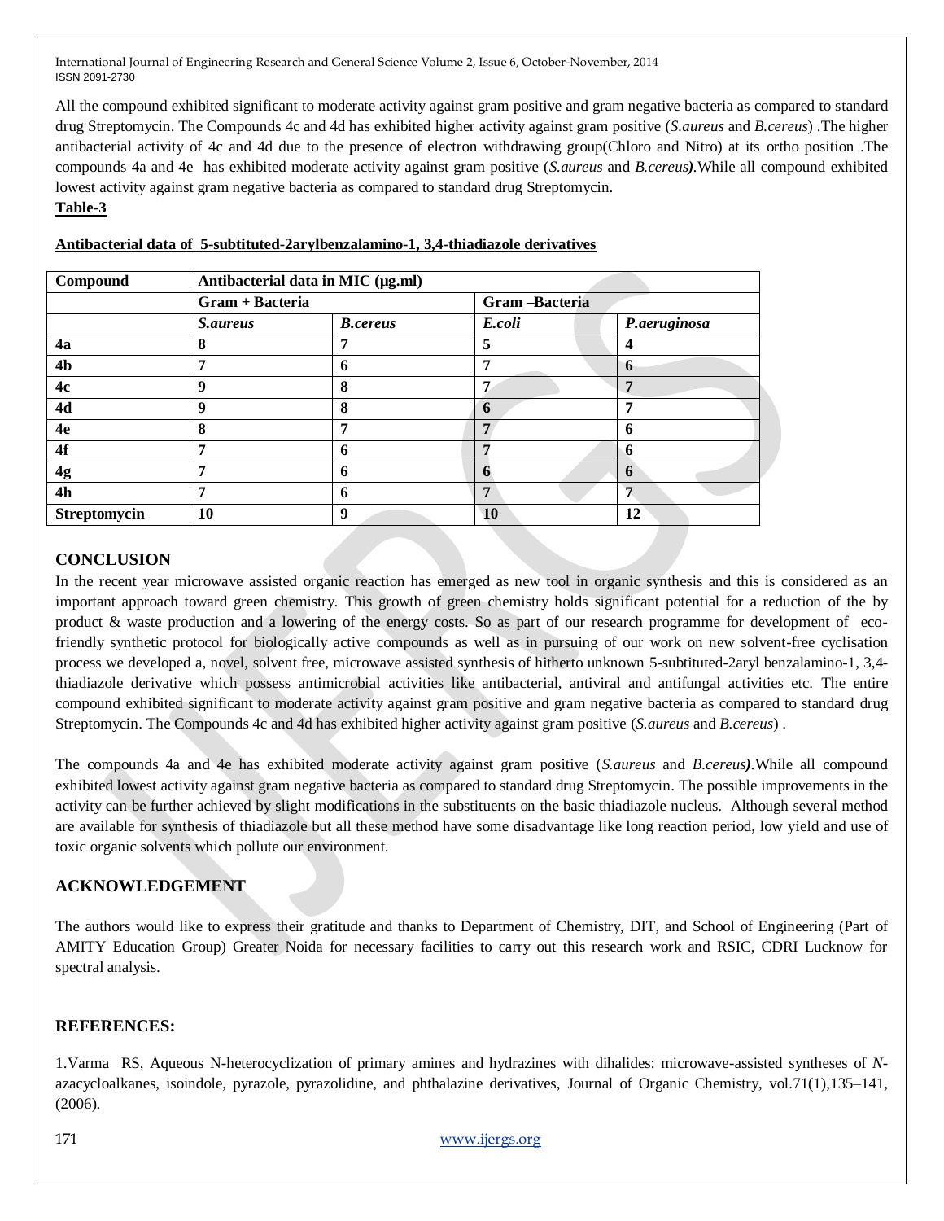All the compound exhibited significant to moderate activity against gram positive and gram negative bacteria as compared to standard drug Streptomycin. The Compounds 4c and 4d has exhibited higher activity against gram positive (*S.aureus* and *B.cereus*) .The higher antibacterial activity of 4c and 4d due to the presence of electron withdrawing group(Chloro and Nitro) at its ortho position .The compounds 4a and 4e has exhibited moderate activity against gram positive (*S.aureus* and *B.cereus)*.While all compound exhibited lowest activity against gram negative bacteria as compared to standard drug Streptomycin.

**Table-3**

**Antibacterial data of 5-subtituted-2arylbenzalamino-1, 3,4-thiadiazole derivatives**

| Compound | Antibacterial data in MIC (µg.ml) | | | |
|---|---|---|---|---|
| | Gram + Bacteria | | Gram –Bacteria | |
| | *S.aureus* | *B.cereus* | *E.coli* | *P.aeruginosa* |
| 4a | 8 | 7 | 5 | 4 |
| 4b | 7 | 6 | 7 | 6 |
| 4c | 9 | 8 | 7 | 7 |
| 4d | 9 | 8 | 6 | 7 |
| 4e | 8 | 7 | 7 | 6 |
| 4f | 7 | 6 | 7 | 6 |
| 4g | 7 | 6 | 6 | 6 |
| 4h | 7 | 6 | 7 | 7 |
| Streptomycin | 10 | 9 | 10 | 12 |

## CONCLUSION

In the recent year microwave assisted organic reaction has emerged as new tool in organic synthesis and this is considered as an important approach toward green chemistry. This growth of green chemistry holds significant potential for a reduction of the by product & waste production and a lowering of the energy costs. So as part of our research programme for development of eco-friendly synthetic protocol for biologically active compounds as well as in pursuing of our work on new solvent-free cyclisation process we developed a, novel, solvent free, microwave assisted synthesis of hitherto unknown 5-subtituted-2aryl benzalamino-1, 3,4-thiadiazole derivative which possess antimicrobial activities like antibacterial, antiviral and antifungal activities etc. The entire compound exhibited significant to moderate activity against gram positive and gram negative bacteria as compared to standard drug Streptomycin. The Compounds 4c and 4d has exhibited higher activity against gram positive (*S.aureus* and *B.cereus*) .

The compounds 4a and 4e has exhibited moderate activity against gram positive (*S.aureus* and *B.cereus)*.While all compound exhibited lowest activity against gram negative bacteria as compared to standard drug Streptomycin. The possible improvements in the activity can be further achieved by slight modifications in the substituents on the basic thiadiazole nucleus. Although several method are available for synthesis of thiadiazole but all these method have some disadvantage like long reaction period, low yield and use of toxic organic solvents which pollute our environment.

## ACKNOWLEDGEMENT

The authors would like to express their gratitude and thanks to Department of Chemistry, DIT, and School of Engineering (Part of AMITY Education Group) Greater Noida for necessary facilities to carry out this research work and RSIC, CDRI Lucknow for spectral analysis.

## REFERENCES:

1.Varma RS, Aqueous N-heterocyclization of primary amines and hydrazines with dihalides: microwave-assisted syntheses of *N*-azacycloalkanes, isoindole, pyrazole, pyrazolidine, and phthalazine derivatives, Journal of Organic Chemistry, vol.71(1),135–141, (2006).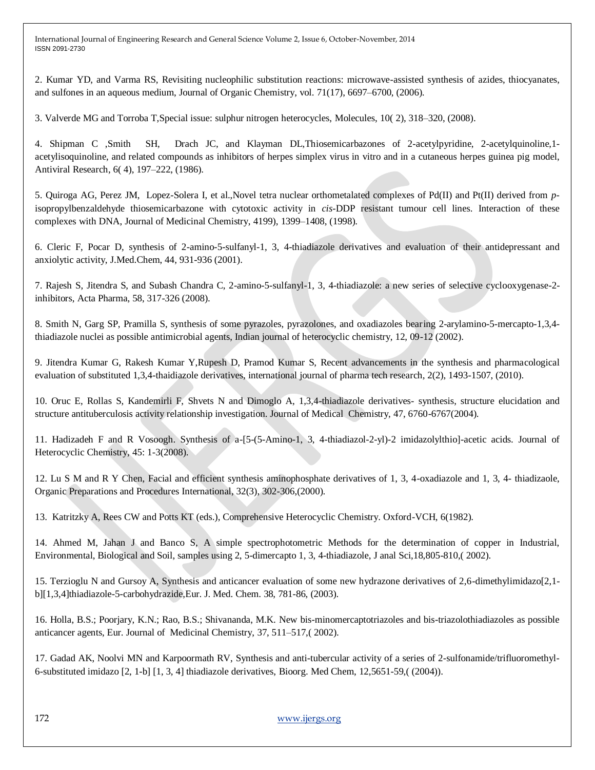2. Kumar YD, and Varma RS, Revisiting nucleophilic substitution reactions: microwave-assisted synthesis of azides, thiocyanates, and sulfones in an aqueous medium, Journal of Organic Chemistry, vol. 71(17), 6697–6700, (2006).

3. Valverde MG and Torroba T,Special issue: sulphur nitrogen heterocycles, Molecules, 10( 2), 318–320, (2008).

4. Shipman C ,Smith SH, Drach JC, and Klayman DL,Thiosemicarbazones of 2-acetylpyridine, 2-acetylquinoline,1-acetylisoquinoline, and related compounds as inhibitors of herpes simplex virus in vitro and in a cutaneous herpes guinea pig model, Antiviral Research, 6( 4), 197–222, (1986).

5. Quiroga AG, Perez JM, Lopez-Solera I, et al.,Novel tetra nuclear orthometalated complexes of Pd(II) and Pt(II) derived from *p*-isopropylbenzaldehyde thiosemicarbazone with cytotoxic activity in *cis*-DDP resistant tumour cell lines. Interaction of these complexes with DNA, Journal of Medicinal Chemistry, 4199), 1399–1408, (1998).

6. Cleric F, Pocar D, synthesis of 2-amino-5-sulfanyl-1, 3, 4-thiadiazole derivatives and evaluation of their antidepressant and anxiolytic activity, J.Med.Chem, 44, 931-936 (2001).

7. Rajesh S, Jitendra S, and Subash Chandra C, 2-amino-5-sulfanyl-1, 3, 4-thiadiazole: a new series of selective cyclooxygenase-2-inhibitors, Acta Pharma, 58, 317-326 (2008).

8. Smith N, Garg SP, Pramilla S, synthesis of some pyrazoles, pyrazolones, and oxadiazoles bearing 2-arylamino-5-mercapto-1,3,4-thiadiazole nuclei as possible antimicrobial agents, Indian journal of heterocyclic chemistry, 12, 09-12 (2002).

9. Jitendra Kumar G, Rakesh Kumar Y,Rupesh D, Pramod Kumar S, Recent advancements in the synthesis and pharmacological evaluation of substituted 1,3,4-thaidiazole derivatives, international journal of pharma tech research, 2(2), 1493-1507, (2010).

10. Oruc E, Rollas S, Kandemirli F, Shvets N and Dimoglo A, 1,3,4-thiadiazole derivatives- synthesis, structure elucidation and structure antituberculosis activity relationship investigation. Journal of Medical Chemistry, 47, 6760-6767(2004).

11. Hadizadeh F and R Vosoogh. Synthesis of a-[5-(5-Amino-1, 3, 4-thiadiazol-2-yl)-2 imidazolylthio]-acetic acids. Journal of Heterocyclic Chemistry, 45: 1-3(2008).

12. Lu S M and R Y Chen, Facial and efficient synthesis aminophosphate derivatives of 1, 3, 4-oxadiazole and 1, 3, 4- thiadizaole, Organic Preparations and Procedures International, 32(3), 302-306,(2000).

13. Katritzky A, Rees CW and Potts KT (eds.), Comprehensive Heterocyclic Chemistry. Oxford-VCH, 6(1982).

14. Ahmed M, Jahan J and Banco S, A simple spectrophotometric Methods for the determination of copper in Industrial, Environmental, Biological and Soil, samples using 2, 5-dimercapto 1, 3, 4-thiadiazole, J anal Sci,18,805-810,( 2002).

15. Terzioglu N and Gursoy A, Synthesis and anticancer evaluation of some new hydrazone derivatives of 2,6-dimethylimidazo[2,1-b][1,3,4]thiadiazole-5-carbohydrazide,Eur. J. Med. Chem. 38, 781-86, (2003).

16. Holla, B.S.; Poorjary, K.N.; Rao, B.S.; Shivananda, M.K. New bis-minomercaptotriazoles and bis-triazolothiadiazoles as possible anticancer agents, Eur. Journal of Medicinal Chemistry, 37, 511–517,( 2002).

17. Gadad AK, Noolvi MN and Karpoormath RV, Synthesis and anti-tubercular activity of a series of 2-sulfonamide/trifluoromethyl-6-substituted imidazo [2, 1-b] [1, 3, 4] thiadiazole derivatives, Bioorg. Med Chem, 12,5651-59,( (2004)).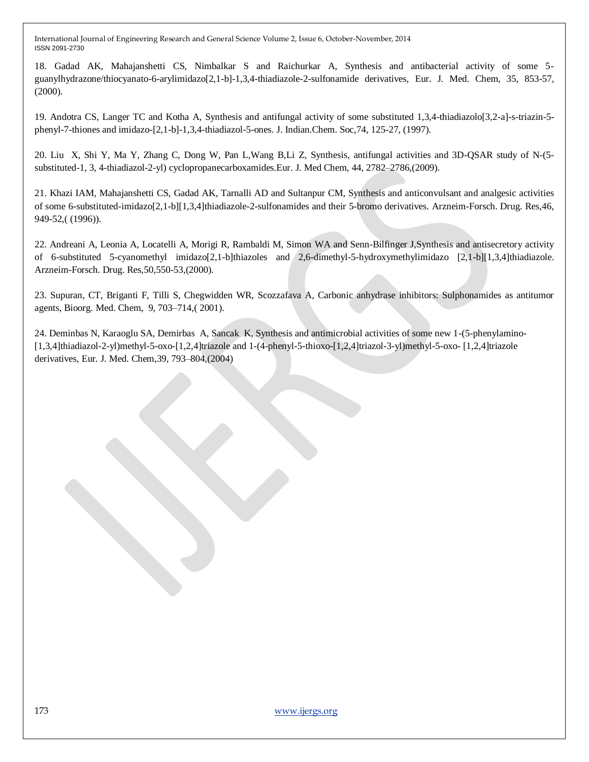18. Gadad AK, Mahajanshetti CS, Nimbalkar S and Raichurkar A, Synthesis and antibacterial activity of some 5-guanylhydrazone/thiocyanato-6-arylimidazo[2,1-b]-1,3,4-thiadiazole-2-sulfonamide derivatives, Eur. J. Med. Chem, 35, 853-57, (2000).

19. Andotra CS, Langer TC and Kotha A, Synthesis and antifungal activity of some substituted 1,3,4-thiadiazolo[3,2-a]-s-triazin-5-phenyl-7-thiones and imidazo-[2,1-b]-1,3,4-thiadiazol-5-ones. J. Indian.Chem. Soc,74, 125-27, (1997).

20. Liu X, Shi Y, Ma Y, Zhang C, Dong W, Pan L,Wang B,Li Z, Synthesis, antifungal activities and 3D-QSAR study of N-(5-substituted-1, 3, 4-thiadiazol-2-yl) cyclopropanecarboxamides.Eur. J. Med Chem, 44, 2782–2786,(2009).

21. Khazi IAM, Mahajanshetti CS, Gadad AK, Tarnalli AD and Sultanpur CM, Synthesis and anticonvulsant and analgesic activities of some 6-substituted-imidazo[2,1-b][1,3,4]thiadiazole-2-sulfonamides and their 5-bromo derivatives. Arzneim-Forsch. Drug. Res,46, 949-52,( (1996)).

22. Andreani A, Leonia A, Locatelli A, Morigi R, Rambaldi M, Simon WA and Senn-Bilfinger J,Synthesis and antisecretory activity of 6-substituted 5-cyanomethyl imidazo[2,1-b]thiazoles and 2,6-dimethyl-5-hydroxymethylimidazo [2,1-b][1,3,4]thiadiazole. Arzneim-Forsch. Drug. Res,50,550-53,(2000).

23. Supuran, CT, Briganti F, Tilli S, Chegwidden WR, Scozzafava A, Carbonic anhydrase inhibitors: Sulphonamides as antitumor agents, Bioorg. Med. Chem, 9, 703–714,( 2001).

24. Deminbas N, Karaoglu SA, Demirbas A, Sancak K, Synthesis and antimicrobial activities of some new 1-(5-phenylamino-[1,3,4]thiadiazol-2-yl)methyl-5-oxo-[1,2,4]triazole and 1-(4-phenyl-5-thioxo-[1,2,4]triazol-3-yl)methyl-5-oxo- [1,2,4]triazole derivatives, Eur. J. Med. Chem,39, 793–804,(2004)